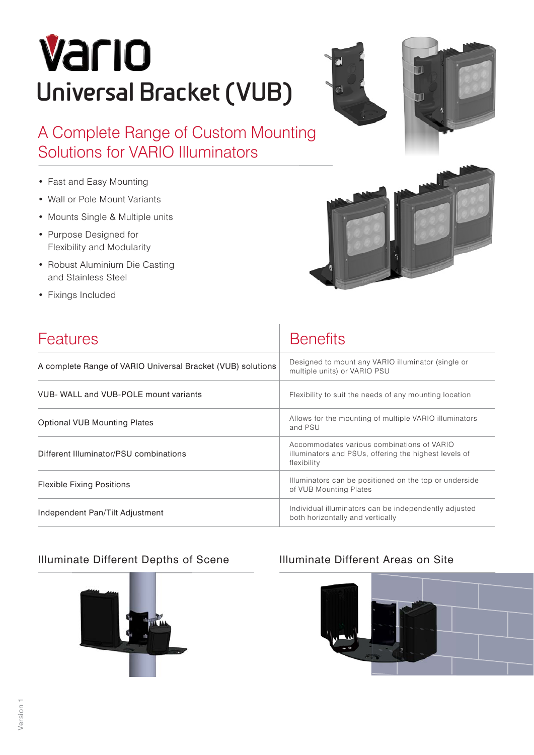# vario

# Universal Bracket (VUB)

## A Complete Range of Custom Mounting Solutions for VARIO Illuminators

- Fast and Easy Mounting
- Wall or Pole Mount Variants
- Mounts Single & Multiple units
- Purpose Designed for Flexibility and Modularity
- Robust Aluminium Die Casting and Stainless Steel
- Fixings Included

| Features | Benefits |
| --- | --- |
| A complete Range of VARIO Universal Bracket (VUB) solutions | Designed to mount any VARIO illuminator (single or multiple units) or VARIO PSU |
| VUB- WALL and VUB-POLE mount variants | Flexibility to suit the needs of any mounting location |
| Optional VUB Mounting Plates | Allows for the mounting of multiple VARIO illuminators and PSU |
| Different Illuminator/PSU combinations | Accommodates various combinations of VARIO illuminators and PSUs, offering the highest levels of flexibility |
| Flexible Fixing Positions | Illuminators can be positioned on the top or underside of VUB Mounting Plates |
| Independent Pan/Tilt Adjustment | Individual illuminators can be independently adjusted both horizontally and vertically |

### Illuminate Different Depths of Scene

### Illuminate Different Areas on Site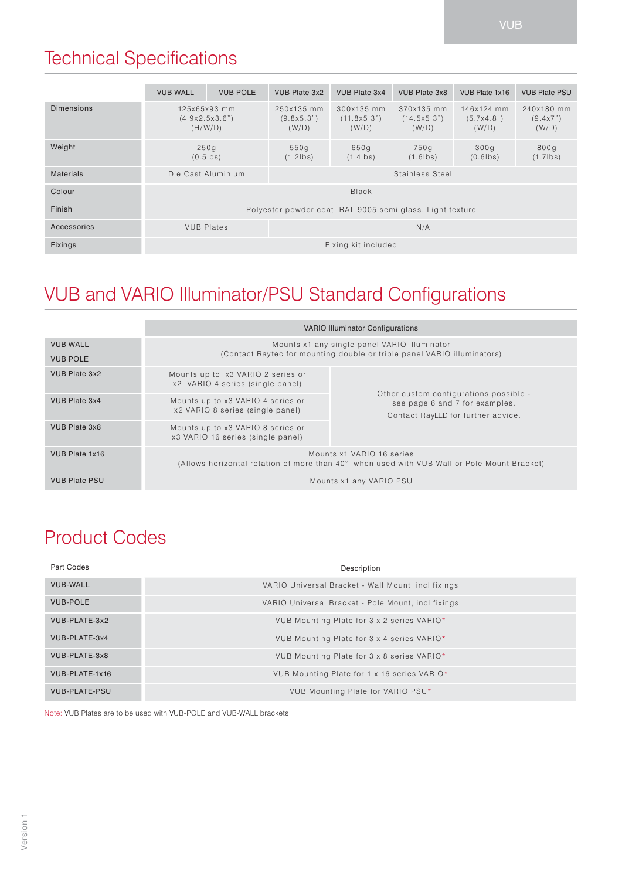# Technical Specifications

| | VUB WALL | VUB POLE | VUB Plate 3x2 | VUB Plate 3x4 | VUB Plate 3x8 | VUB Plate 1x16 | VUB Plate PSU |
|---|---|---|---|---|---|---|---|
| Dimensions | 125x65x93 mm (4.9x2.5x3.6") (H/W/D) | | 250x135 mm (9.8x5.3") (W/D) | 300x135 mm (11.8x5.3") (W/D) | 370x135 mm (14.5x5.3") (W/D) | 146x124 mm (5.7x4.8") (W/D) | 240x180 mm (9.4x7") (W/D) |
| Weight | 250g (0.5lbs) | | 550g (1.2lbs) | 650g (1.4lbs) | 750g (1.6lbs) | 300g (0.6lbs) | 800g (1.7lbs) |
| Materials | Die Cast Aluminium | | Stainless Steel | | | | |
| Colour | Black | | | | | | |
| Finish | Polyester powder coat, RAL 9005 semi glass. Light texture | | | | | | |
| Accessories | VUB Plates | | N/A | | | | |
| Fixings | Fixing kit included | | | | | | |

# VUB and VARIO Illuminator/PSU Standard Configurations

| | VARIO Illuminator Configurations | |
|---|---|---|
| VUB WALL | Mounts x1 any single panel VARIO illuminator (Contact Raytec for mounting double or triple panel VARIO illuminators) | |
| VUB POLE | | |
| VUB Plate 3x2 | Mounts up to x3 VARIO 2 series or x2 VARIO 4 series (single panel) | Other custom configurations possible - see page 6 and 7 for examples. Contact RayLED for further advice. |
| VUB Plate 3x4 | Mounts up to x3 VARIO 4 series or x2 VARIO 8 series (single panel) | |
| VUB Plate 3x8 | Mounts up to x3 VARIO 8 series or x3 VARIO 16 series (single panel) | |
| VUB Plate 1x16 | Mounts x1 VARIO 16 series (Allows horizontal rotation of more than 40° when used with VUB Wall or Pole Mount Bracket) | |
| VUB Plate PSU | Mounts x1 any VARIO PSU | |

# Product Codes

| Part Codes | Description |
|---|---|
| VUB-WALL | VARIO Universal Bracket - Wall Mount, incl fixings |
| VUB-POLE | VARIO Universal Bracket - Pole Mount, incl fixings |
| VUB-PLATE-3x2 | VUB Mounting Plate for 3 x 2 series VARIO* |
| VUB-PLATE-3x4 | VUB Mounting Plate for 3 x 4 series VARIO* |
| VUB-PLATE-3x8 | VUB Mounting Plate for 3 x 8 series VARIO* |
| VUB-PLATE-1x16 | VUB Mounting Plate for 1 x 16 series VARIO* |
| VUB-PLATE-PSU | VUB Mounting Plate for VARIO PSU* |

Note: VUB Plates are to be used with VUB-POLE and VUB-WALL brackets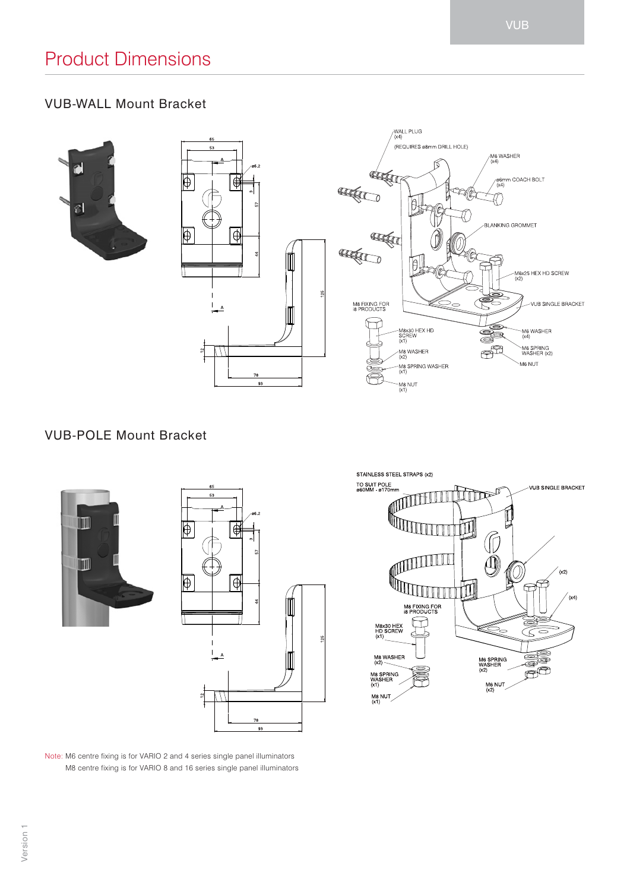# Product Dimensions

## VUB-WALL Mount Bracket

## VUB-POLE Mount Bracket

Note: M6 centre fixing is for VARIO 2 and 4 series single panel illuminators
M8 centre fixing is for VARIO 8 and 16 series single panel illuminators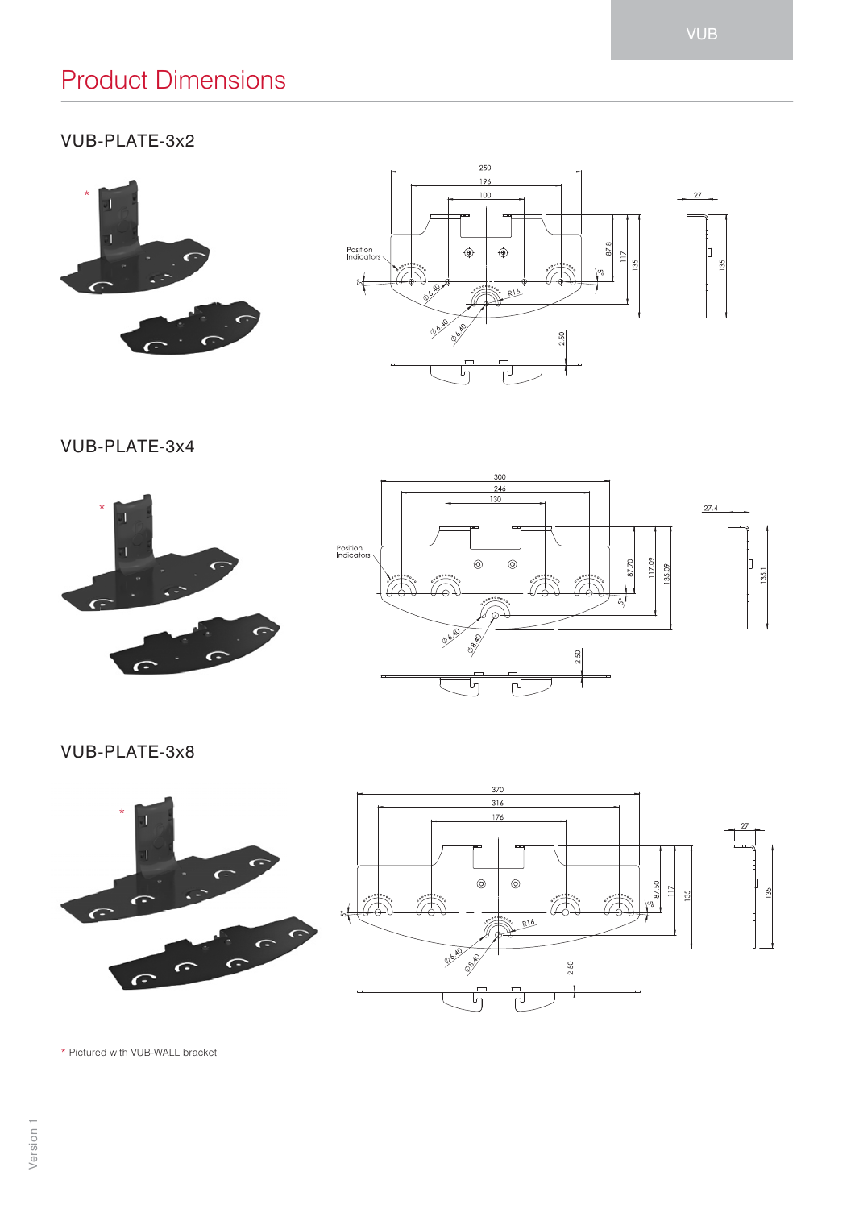# Product Dimensions

## VUB-PLATE-3x2

Position Indicators

## VUB-PLATE-3x4

Position Indicators

## VUB-PLATE-3x8

* Pictured with VUB-WALL bracket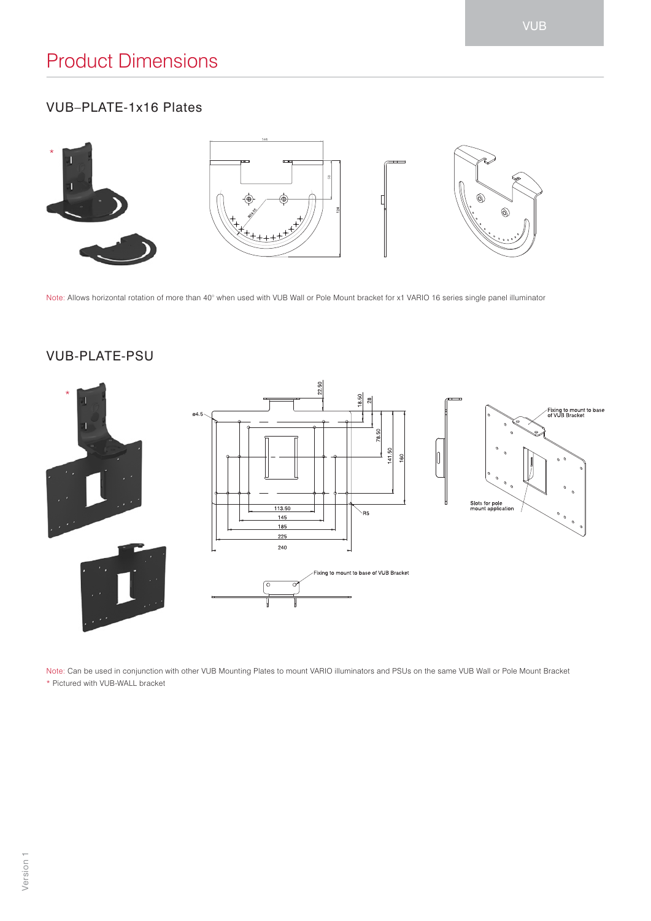# Product Dimensions

## VUB–PLATE-1x16 Plates

Note: Allows horizontal rotation of more than 40° when used with VUB Wall or Pole Mount bracket for x1 VARIO 16 series single panel illuminator

## VUB-PLATE-PSU

Note: Can be used in conjunction with other VUB Mounting Plates to mount VARIO illuminators and PSUs on the same VUB Wall or Pole Mount Bracket

* Pictured with VUB-WALL bracket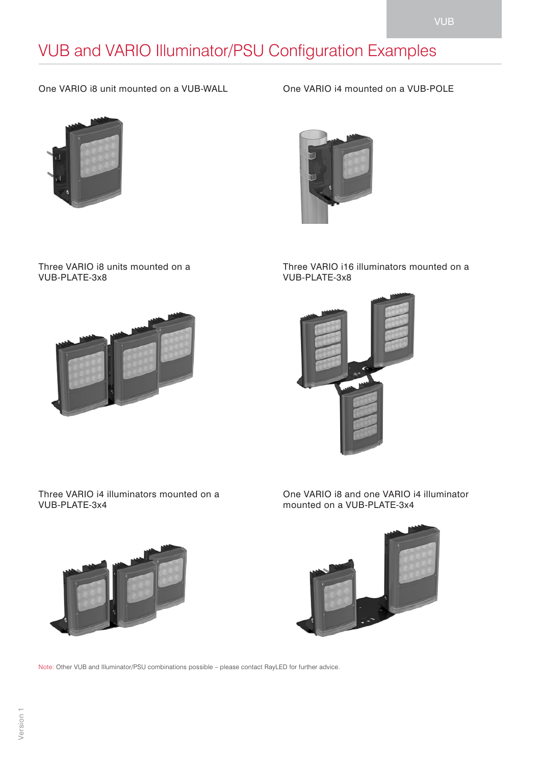# VUB and VARIO Illuminator/PSU Configuration Examples

One VARIO i8 unit mounted on a VUB-WALL

One VARIO i4 mounted on a VUB-POLE

Three VARIO i8 units mounted on a VUB-PLATE-3x8

Three VARIO i16 illuminators mounted on a VUB-PLATE-3x8

Three VARIO i4 illuminators mounted on a VUB-PLATE-3x4

One VARIO i8 and one VARIO i4 illuminator mounted on a VUB-PLATE-3x4

Note: Other VUB and Illuminator/PSU combinations possible – please contact RayLED for further advice.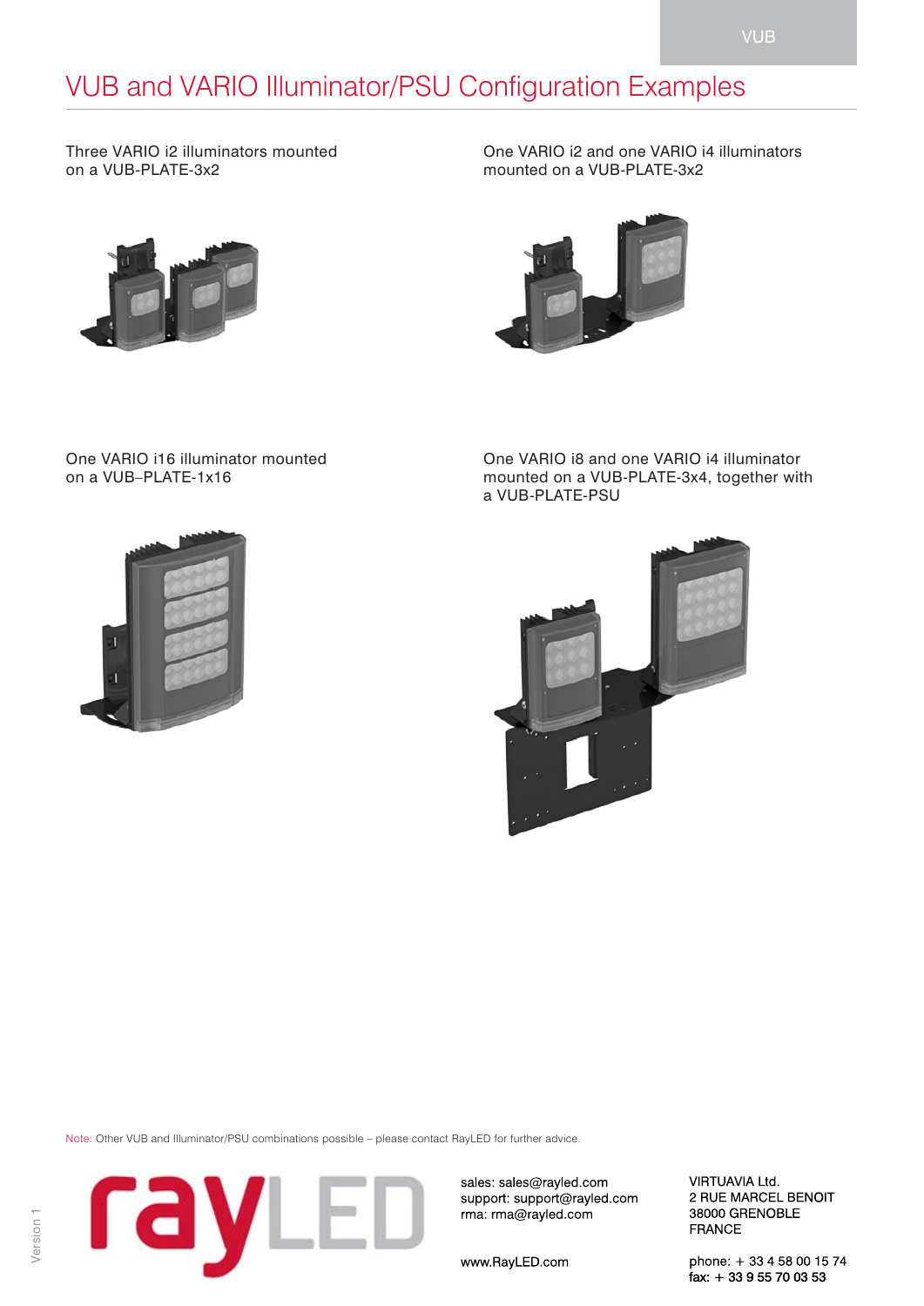# VUB and VARIO Illuminator/PSU Configuration Examples

Three VARIO i2 illuminators mounted on a VUB-PLATE-3x2

One VARIO i2 and one VARIO i4 illuminators mounted on a VUB-PLATE-3x2

One VARIO i16 illuminator mounted on a VUB–PLATE-1x16

One VARIO i8 and one VARIO i4 illuminator mounted on a VUB-PLATE-3x4, together with a VUB-PLATE-PSU

Note: Other VUB and Illuminator/PSU combinations possible – please contact RayLED for further advice.

rayLED

sales: sales@rayled.com
support: support@rayled.com
rma: rma@rayled.com

www.RayLED.com

VIRTUAVIA Ltd.
2 RUE MARCEL BENOIT
38000 GRENOBLE
FRANCE

phone: + 33 4 58 00 15 74
fax: + 33 9 55 70 03 53

Version 1